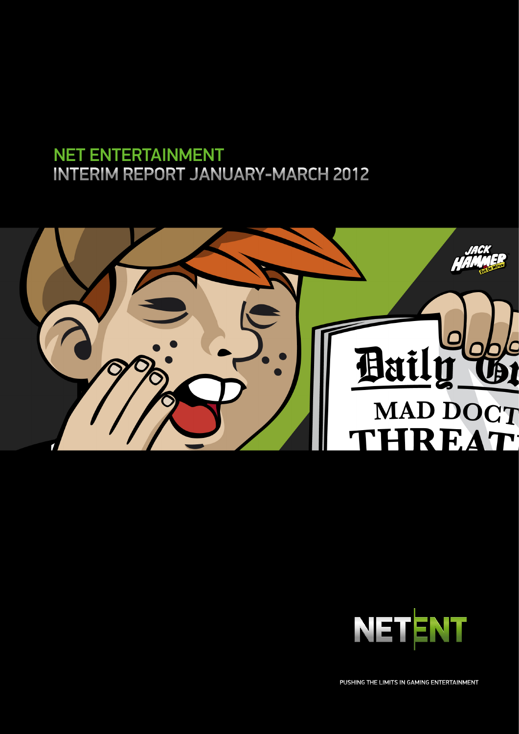# NET ENTERTAINMENT
## INTERIM REPORT JANUARY-MARCH 2012

PUSHING THE LIMITS IN GAMING ENTERTAINMENT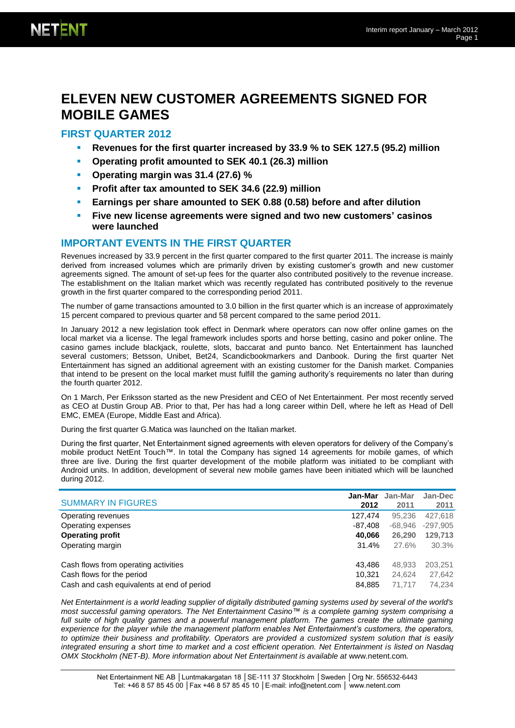# ELEVEN NEW CUSTOMER AGREEMENTS SIGNED FOR MOBILE GAMES

## FIRST QUARTER 2012

- **Revenues for the first quarter increased by 33.9 % to SEK 127.5 (95.2) million**
- **Operating profit amounted to SEK 40.1 (26.3) million**
- **Operating margin was 31.4 (27.6) %**
- **Profit after tax amounted to SEK 34.6 (22.9) million**
- **Earnings per share amounted to SEK 0.88 (0.58) before and after dilution**
- **Five new license agreements were signed and two new customers' casinos were launched**

## IMPORTANT EVENTS IN THE FIRST QUARTER

Revenues increased by 33.9 percent in the first quarter compared to the first quarter 2011. The increase is mainly derived from increased volumes which are primarily driven by existing customer's growth and new customer agreements signed. The amount of set-up fees for the quarter also contributed positively to the revenue increase. The establishment on the Italian market which was recently regulated has contributed positively to the revenue growth in the first quarter compared to the corresponding period 2011.

The number of game transactions amounted to 3.0 billion in the first quarter which is an increase of approximately 15 percent compared to previous quarter and 58 percent compared to the same period 2011.

In January 2012 a new legislation took effect in Denmark where operators can now offer online games on the local market via a license. The legal framework includes sports and horse betting, casino and poker online. The casino games include blackjack, roulette, slots, baccarat and punto banco. Net Entertainment has launched several customers; Betsson, Unibet, Bet24, Scandicbookmarkers and Danbook. During the first quarter Net Entertainment has signed an additional agreement with an existing customer for the Danish market. Companies that intend to be present on the local market must fulfill the gaming authority's requirements no later than during the fourth quarter 2012.

On 1 March, Per Eriksson started as the new President and CEO of Net Entertainment. Per most recently served as CEO at Dustin Group AB. Prior to that, Per has had a long career within Dell, where he left as Head of Dell EMC, EMEA (Europe, Middle East and Africa).

During the first quarter G.Matica was launched on the Italian market.

During the first quarter, Net Entertainment signed agreements with eleven operators for delivery of the Company's mobile product NetEnt Touch™. In total the Company has signed 14 agreements for mobile games, of which three are live. During the first quarter development of the mobile platform was initiated to be compliant with Android units. In addition, development of several new mobile games have been initiated which will be launched during 2012.

| SUMMARY IN FIGURES | Jan-Mar 2012 | Jan-Mar 2011 | Jan-Dec 2011 |
|---|---|---|---|
| Operating revenues | 127,474 | 95,236 | 427,618 |
| Operating expenses | -87,408 | -68,946 | -297,905 |
| **Operating profit** | **40,066** | **26,290** | **129,713** |
| Operating margin | 31.4% | 27.6% | 30.3% |
| | | | |
| Cash flows from operating activities | 43,486 | 48,933 | 203,251 |
| Cash flows for the period | 10,321 | 24,624 | 27,642 |
| Cash and cash equivalents at end of period | 84,885 | 71,717 | 74,234 |

*Net Entertainment is a world leading supplier of digitally distributed gaming systems used by several of the world's most successful gaming operators. The Net Entertainment Casino™ is a complete gaming system comprising a full suite of high quality games and a powerful management platform. The games create the ultimate gaming experience for the player while the management platform enables Net Entertainment's customers, the operators, to optimize their business and profitability. Operators are provided a customized system solution that is easily integrated ensuring a short time to market and a cost efficient operation. Net Entertainment is listed on Nasdaq OMX Stockholm (NET-B). More information about Net Entertainment is available at* www.netent.com.

Net Entertainment NE AB │Luntmakargatan 18 │SE-111 37 Stockholm │Sweden │Org Nr. 556532-6443
Tel: +46 8 57 85 45 00 │Fax +46 8 57 85 45 10 │E-mail: info@netent.com │ www.netent.com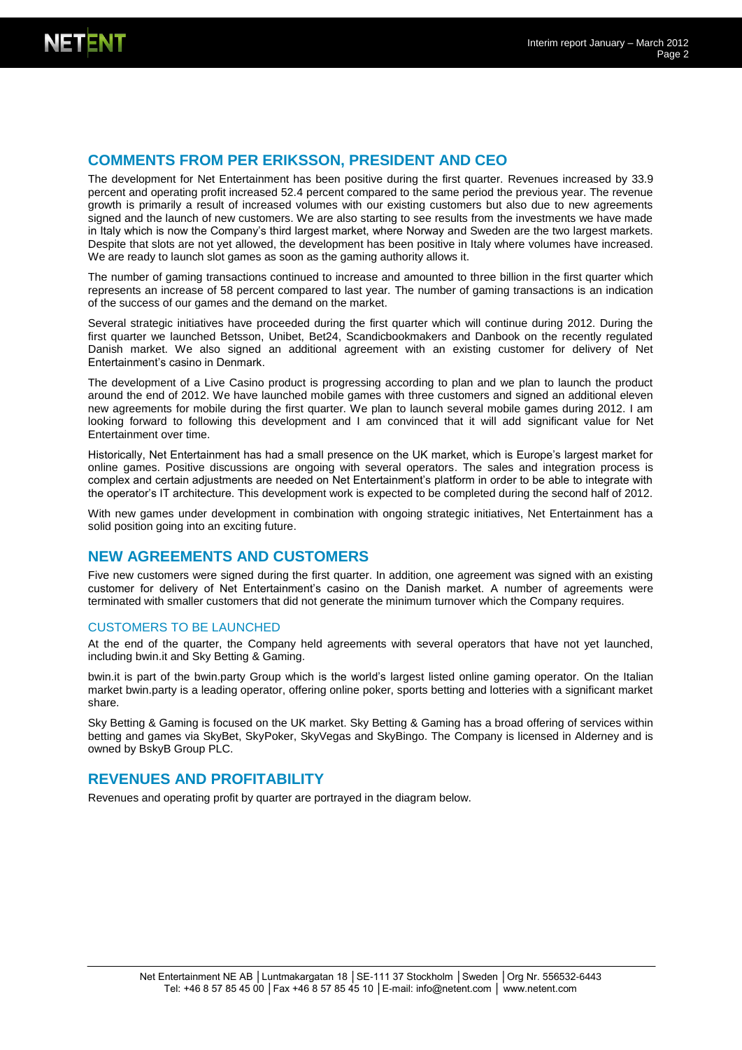## COMMENTS FROM PER ERIKSSON, PRESIDENT AND CEO

The development for Net Entertainment has been positive during the first quarter. Revenues increased by 33.9 percent and operating profit increased 52.4 percent compared to the same period the previous year. The revenue growth is primarily a result of increased volumes with our existing customers but also due to new agreements signed and the launch of new customers. We are also starting to see results from the investments we have made in Italy which is now the Company's third largest market, where Norway and Sweden are the two largest markets. Despite that slots are not yet allowed, the development has been positive in Italy where volumes have increased. We are ready to launch slot games as soon as the gaming authority allows it.

The number of gaming transactions continued to increase and amounted to three billion in the first quarter which represents an increase of 58 percent compared to last year. The number of gaming transactions is an indication of the success of our games and the demand on the market.

Several strategic initiatives have proceeded during the first quarter which will continue during 2012. During the first quarter we launched Betsson, Unibet, Bet24, Scandicbookmakers and Danbook on the recently regulated Danish market. We also signed an additional agreement with an existing customer for delivery of Net Entertainment's casino in Denmark.

The development of a Live Casino product is progressing according to plan and we plan to launch the product around the end of 2012. We have launched mobile games with three customers and signed an additional eleven new agreements for mobile during the first quarter. We plan to launch several mobile games during 2012. I am looking forward to following this development and I am convinced that it will add significant value for Net Entertainment over time.

Historically, Net Entertainment has had a small presence on the UK market, which is Europe's largest market for online games. Positive discussions are ongoing with several operators. The sales and integration process is complex and certain adjustments are needed on Net Entertainment's platform in order to be able to integrate with the operator's IT architecture. This development work is expected to be completed during the second half of 2012.

With new games under development in combination with ongoing strategic initiatives, Net Entertainment has a solid position going into an exciting future.

## NEW AGREEMENTS AND CUSTOMERS

Five new customers were signed during the first quarter. In addition, one agreement was signed with an existing customer for delivery of Net Entertainment's casino on the Danish market. A number of agreements were terminated with smaller customers that did not generate the minimum turnover which the Company requires.

### CUSTOMERS TO BE LAUNCHED

At the end of the quarter, the Company held agreements with several operators that have not yet launched, including bwin.it and Sky Betting & Gaming.

bwin.it is part of the bwin.party Group which is the world's largest listed online gaming operator. On the Italian market bwin.party is a leading operator, offering online poker, sports betting and lotteries with a significant market share.

Sky Betting & Gaming is focused on the UK market. Sky Betting & Gaming has a broad offering of services within betting and games via SkyBet, SkyPoker, SkyVegas and SkyBingo. The Company is licensed in Alderney and is owned by BskyB Group PLC.

## REVENUES AND PROFITABILITY

Revenues and operating profit by quarter are portrayed in the diagram below.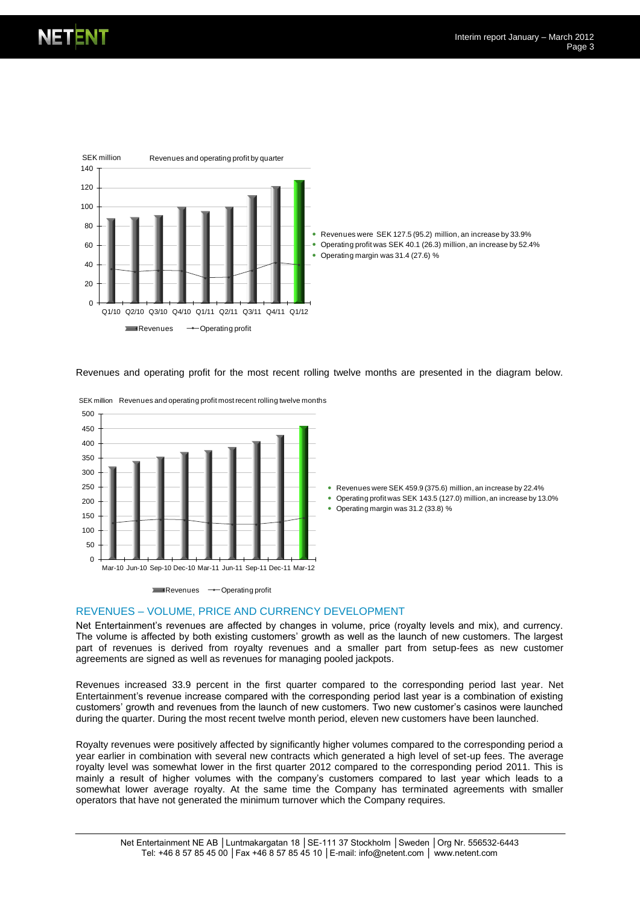SEK million Revenues and operating profit by quarter

- Revenues were SEK 127.5 (95.2) million, an increase by 33.9%
- Operating profit was SEK 40.1 (26.3) million, an increase by 52.4%
- Operating margin was 31.4 (27.6) %

Revenues and operating profit for the most recent rolling twelve months are presented in the diagram below.

SEK million Revenues and operating profit most recent rolling twelve months

- Revenues were SEK 459.9 (375.6) million, an increase by 22.4%
- Operating profit was SEK 143.5 (127.0) million, an increase by 13.0%
- Operating margin was 31.2 (33.8) %

## REVENUES – VOLUME, PRICE AND CURRENCY DEVELOPMENT

Net Entertainment's revenues are affected by changes in volume, price (royalty levels and mix), and currency. The volume is affected by both existing customers' growth as well as the launch of new customers. The largest part of revenues is derived from royalty revenues and a smaller part from setup-fees as new customer agreements are signed as well as revenues for managing pooled jackpots.

Revenues increased 33.9 percent in the first quarter compared to the corresponding period last year. Net Entertainment's revenue increase compared with the corresponding period last year is a combination of existing customers' growth and revenues from the launch of new customers. Two new customer's casinos were launched during the quarter. During the most recent twelve month period, eleven new customers have been launched.

Royalty revenues were positively affected by significantly higher volumes compared to the corresponding period a year earlier in combination with several new contracts which generated a high level of set-up fees. The average royalty level was somewhat lower in the first quarter 2012 compared to the corresponding period 2011. This is mainly a result of higher volumes with the company's customers compared to last year which leads to a somewhat lower average royalty. At the same time the Company has terminated agreements with smaller operators that have not generated the minimum turnover which the Company requires.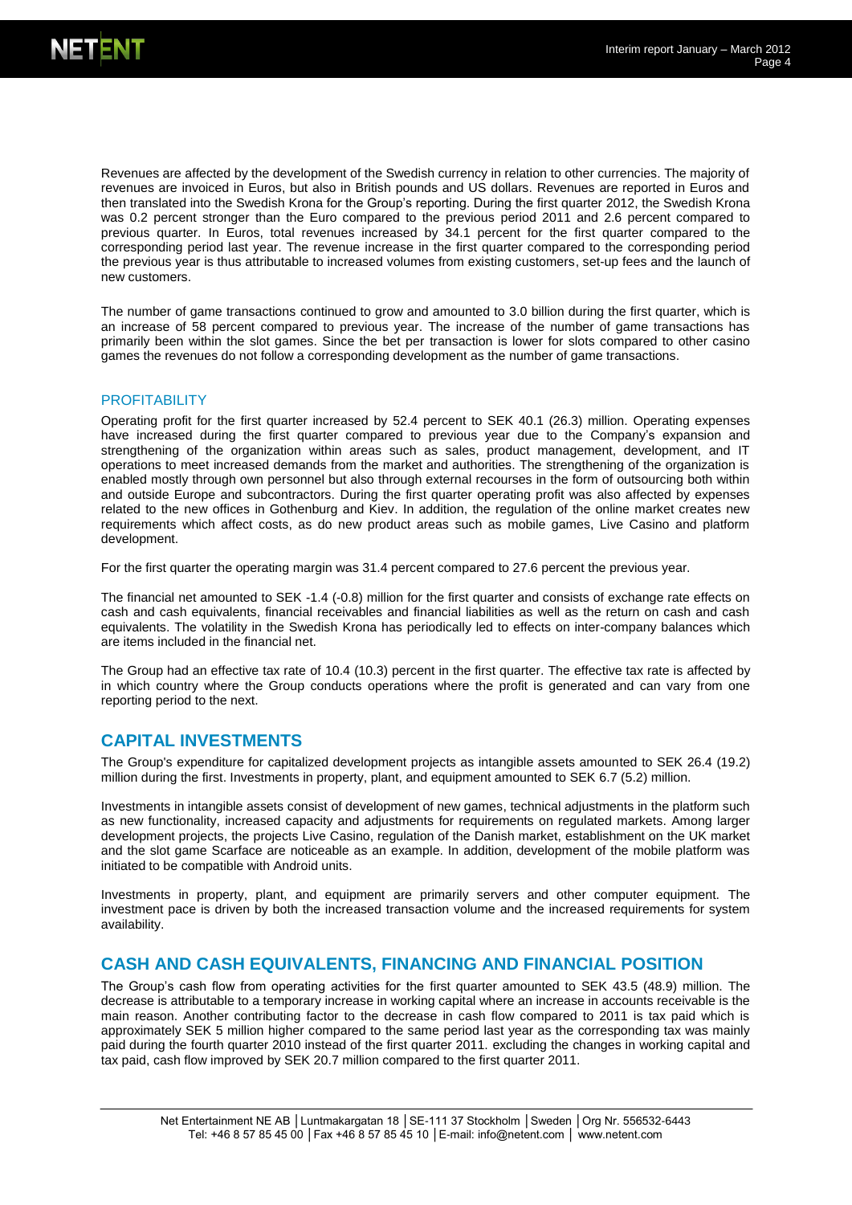Revenues are affected by the development of the Swedish currency in relation to other currencies. The majority of revenues are invoiced in Euros, but also in British pounds and US dollars. Revenues are reported in Euros and then translated into the Swedish Krona for the Group's reporting. During the first quarter 2012, the Swedish Krona was 0.2 percent stronger than the Euro compared to the previous period 2011 and 2.6 percent compared to previous quarter. In Euros, total revenues increased by 34.1 percent for the first quarter compared to the corresponding period last year. The revenue increase in the first quarter compared to the corresponding period the previous year is thus attributable to increased volumes from existing customers, set-up fees and the launch of new customers.

The number of game transactions continued to grow and amounted to 3.0 billion during the first quarter, which is an increase of 58 percent compared to previous year. The increase of the number of game transactions has primarily been within the slot games. Since the bet per transaction is lower for slots compared to other casino games the revenues do not follow a corresponding development as the number of game transactions.

### PROFITABILITY

Operating profit for the first quarter increased by 52.4 percent to SEK 40.1 (26.3) million. Operating expenses have increased during the first quarter compared to previous year due to the Company's expansion and strengthening of the organization within areas such as sales, product management, development, and IT operations to meet increased demands from the market and authorities. The strengthening of the organization is enabled mostly through own personnel but also through external recourses in the form of outsourcing both within and outside Europe and subcontractors. During the first quarter operating profit was also affected by expenses related to the new offices in Gothenburg and Kiev. In addition, the regulation of the online market creates new requirements which affect costs, as do new product areas such as mobile games, Live Casino and platform development.

For the first quarter the operating margin was 31.4 percent compared to 27.6 percent the previous year.

The financial net amounted to SEK -1.4 (-0.8) million for the first quarter and consists of exchange rate effects on cash and cash equivalents, financial receivables and financial liabilities as well as the return on cash and cash equivalents. The volatility in the Swedish Krona has periodically led to effects on inter-company balances which are items included in the financial net.

The Group had an effective tax rate of 10.4 (10.3) percent in the first quarter. The effective tax rate is affected by in which country where the Group conducts operations where the profit is generated and can vary from one reporting period to the next.

## CAPITAL INVESTMENTS

The Group's expenditure for capitalized development projects as intangible assets amounted to SEK 26.4 (19.2) million during the first. Investments in property, plant, and equipment amounted to SEK 6.7 (5.2) million.

Investments in intangible assets consist of development of new games, technical adjustments in the platform such as new functionality, increased capacity and adjustments for requirements on regulated markets. Among larger development projects, the projects Live Casino, regulation of the Danish market, establishment on the UK market and the slot game Scarface are noticeable as an example. In addition, development of the mobile platform was initiated to be compatible with Android units.

Investments in property, plant, and equipment are primarily servers and other computer equipment. The investment pace is driven by both the increased transaction volume and the increased requirements for system availability.

## CASH AND CASH EQUIVALENTS, FINANCING AND FINANCIAL POSITION

The Group's cash flow from operating activities for the first quarter amounted to SEK 43.5 (48.9) million. The decrease is attributable to a temporary increase in working capital where an increase in accounts receivable is the main reason. Another contributing factor to the decrease in cash flow compared to 2011 is tax paid which is approximately SEK 5 million higher compared to the same period last year as the corresponding tax was mainly paid during the fourth quarter 2010 instead of the first quarter 2011. excluding the changes in working capital and tax paid, cash flow improved by SEK 20.7 million compared to the first quarter 2011.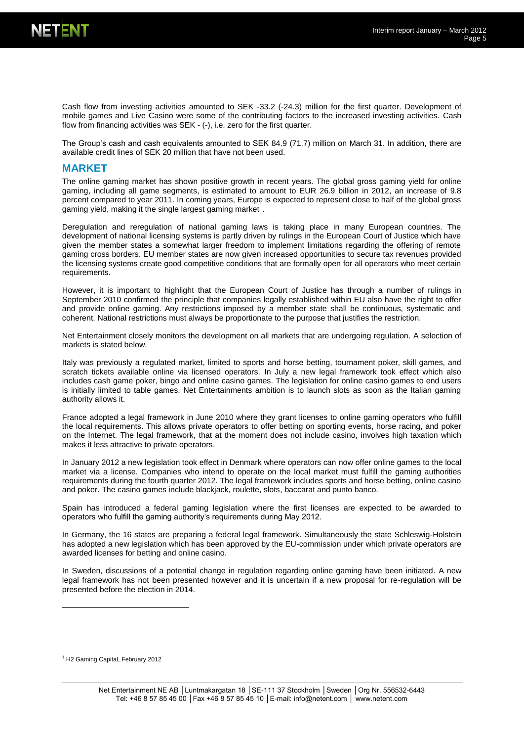Cash flow from investing activities amounted to SEK -33.2 (-24.3) million for the first quarter. Development of mobile games and Live Casino were some of the contributing factors to the increased investing activities. Cash flow from financing activities was SEK - (-), i.e. zero for the first quarter.

The Group's cash and cash equivalents amounted to SEK 84.9 (71.7) million on March 31. In addition, there are available credit lines of SEK 20 million that have not been used.

## MARKET

The online gaming market has shown positive growth in recent years. The global gross gaming yield for online gaming, including all game segments, is estimated to amount to EUR 26.9 billion in 2012, an increase of 9.8 percent compared to year 2011. In coming years, Europe is expected to represent close to half of the global gross gaming yield, making it the single largest gaming market[1].

Deregulation and reregulation of national gaming laws is taking place in many European countries. The development of national licensing systems is partly driven by rulings in the European Court of Justice which have given the member states a somewhat larger freedom to implement limitations regarding the offering of remote gaming cross borders. EU member states are now given increased opportunities to secure tax revenues provided the licensing systems create good competitive conditions that are formally open for all operators who meet certain requirements.

However, it is important to highlight that the European Court of Justice has through a number of rulings in September 2010 confirmed the principle that companies legally established within EU also have the right to offer and provide online gaming. Any restrictions imposed by a member state shall be continuous, systematic and coherent. National restrictions must always be proportionate to the purpose that justifies the restriction.

Net Entertainment closely monitors the development on all markets that are undergoing regulation. A selection of markets is stated below.

Italy was previously a regulated market, limited to sports and horse betting, tournament poker, skill games, and scratch tickets available online via licensed operators. In July a new legal framework took effect which also includes cash game poker, bingo and online casino games. The legislation for online casino games to end users is initially limited to table games. Net Entertainments ambition is to launch slots as soon as the Italian gaming authority allows it.

France adopted a legal framework in June 2010 where they grant licenses to online gaming operators who fulfill the local requirements. This allows private operators to offer betting on sporting events, horse racing, and poker on the Internet. The legal framework, that at the moment does not include casino, involves high taxation which makes it less attractive to private operators.

In January 2012 a new legislation took effect in Denmark where operators can now offer online games to the local market via a license. Companies who intend to operate on the local market must fulfill the gaming authorities requirements during the fourth quarter 2012. The legal framework includes sports and horse betting, online casino and poker. The casino games include blackjack, roulette, slots, baccarat and punto banco.

Spain has introduced a federal gaming legislation where the first licenses are expected to be awarded to operators who fulfill the gaming authority's requirements during May 2012.

In Germany, the 16 states are preparing a federal legal framework. Simultaneously the state Schleswig-Holstein has adopted a new legislation which has been approved by the EU-commission under which private operators are awarded licenses for betting and online casino.

In Sweden, discussions of a potential change in regulation regarding online gaming have been initiated. A new legal framework has not been presented however and it is uncertain if a new proposal for re-regulation will be presented before the election in 2014.

---

[1] H2 Gaming Capital, February 2012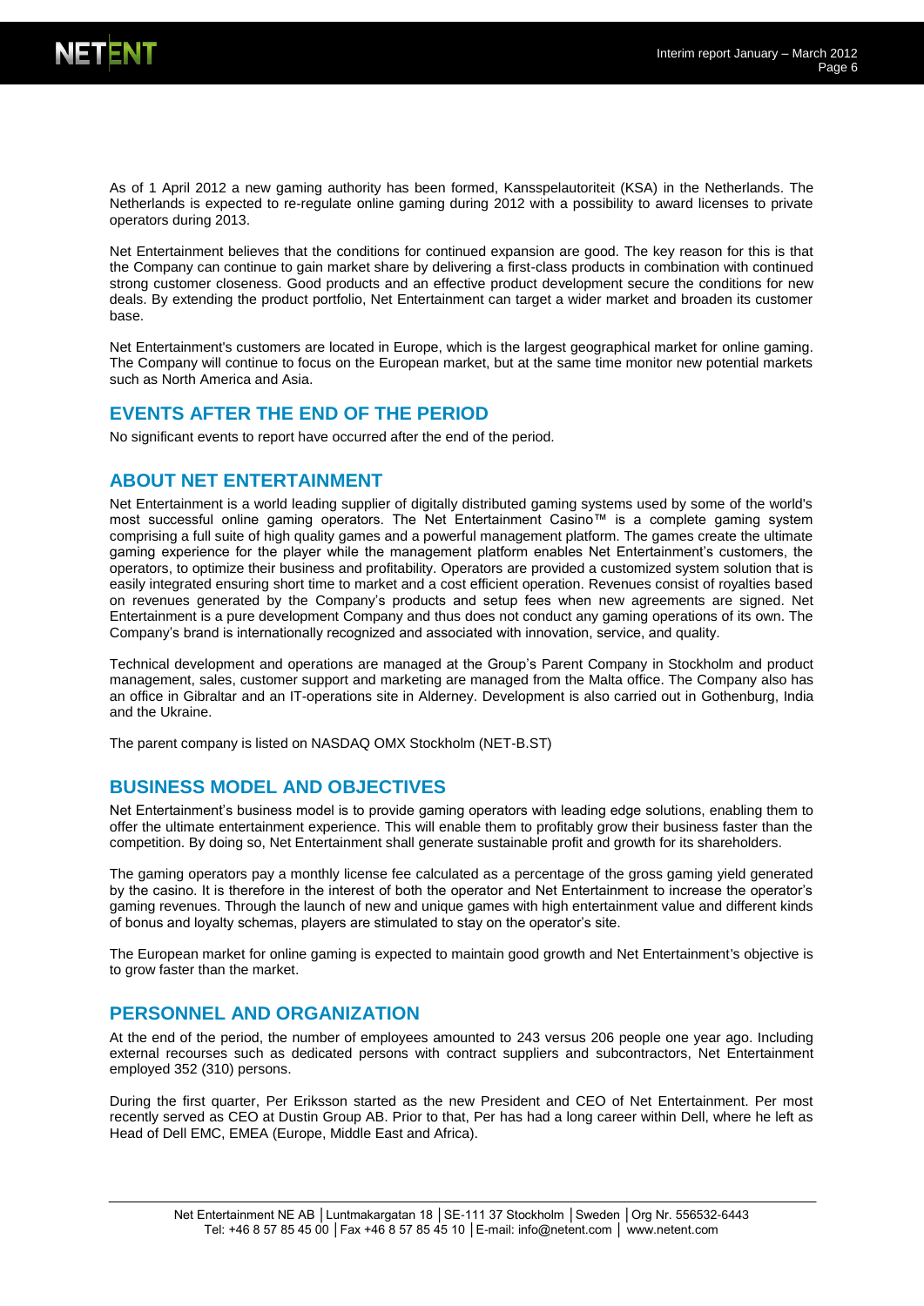As of 1 April 2012 a new gaming authority has been formed, Kansspelautoriteit (KSA) in the Netherlands. The Netherlands is expected to re-regulate online gaming during 2012 with a possibility to award licenses to private operators during 2013.

Net Entertainment believes that the conditions for continued expansion are good. The key reason for this is that the Company can continue to gain market share by delivering a first-class products in combination with continued strong customer closeness. Good products and an effective product development secure the conditions for new deals. By extending the product portfolio, Net Entertainment can target a wider market and broaden its customer base.

Net Entertainment's customers are located in Europe, which is the largest geographical market for online gaming. The Company will continue to focus on the European market, but at the same time monitor new potential markets such as North America and Asia.

## EVENTS AFTER THE END OF THE PERIOD

No significant events to report have occurred after the end of the period.

## ABOUT NET ENTERTAINMENT

Net Entertainment is a world leading supplier of digitally distributed gaming systems used by some of the world's most successful online gaming operators. The Net Entertainment Casino™ is a complete gaming system comprising a full suite of high quality games and a powerful management platform. The games create the ultimate gaming experience for the player while the management platform enables Net Entertainment's customers, the operators, to optimize their business and profitability. Operators are provided a customized system solution that is easily integrated ensuring short time to market and a cost efficient operation. Revenues consist of royalties based on revenues generated by the Company's products and setup fees when new agreements are signed. Net Entertainment is a pure development Company and thus does not conduct any gaming operations of its own. The Company's brand is internationally recognized and associated with innovation, service, and quality.

Technical development and operations are managed at the Group's Parent Company in Stockholm and product management, sales, customer support and marketing are managed from the Malta office. The Company also has an office in Gibraltar and an IT-operations site in Alderney. Development is also carried out in Gothenburg, India and the Ukraine.

The parent company is listed on NASDAQ OMX Stockholm (NET-B.ST)

## BUSINESS MODEL AND OBJECTIVES

Net Entertainment's business model is to provide gaming operators with leading edge solutions, enabling them to offer the ultimate entertainment experience. This will enable them to profitably grow their business faster than the competition. By doing so, Net Entertainment shall generate sustainable profit and growth for its shareholders.

The gaming operators pay a monthly license fee calculated as a percentage of the gross gaming yield generated by the casino. It is therefore in the interest of both the operator and Net Entertainment to increase the operator's gaming revenues. Through the launch of new and unique games with high entertainment value and different kinds of bonus and loyalty schemas, players are stimulated to stay on the operator's site.

The European market for online gaming is expected to maintain good growth and Net Entertainment's objective is to grow faster than the market.

## PERSONNEL AND ORGANIZATION

At the end of the period, the number of employees amounted to 243 versus 206 people one year ago. Including external recourses such as dedicated persons with contract suppliers and subcontractors, Net Entertainment employed 352 (310) persons.

During the first quarter, Per Eriksson started as the new President and CEO of Net Entertainment. Per most recently served as CEO at Dustin Group AB. Prior to that, Per has had a long career within Dell, where he left as Head of Dell EMC, EMEA (Europe, Middle East and Africa).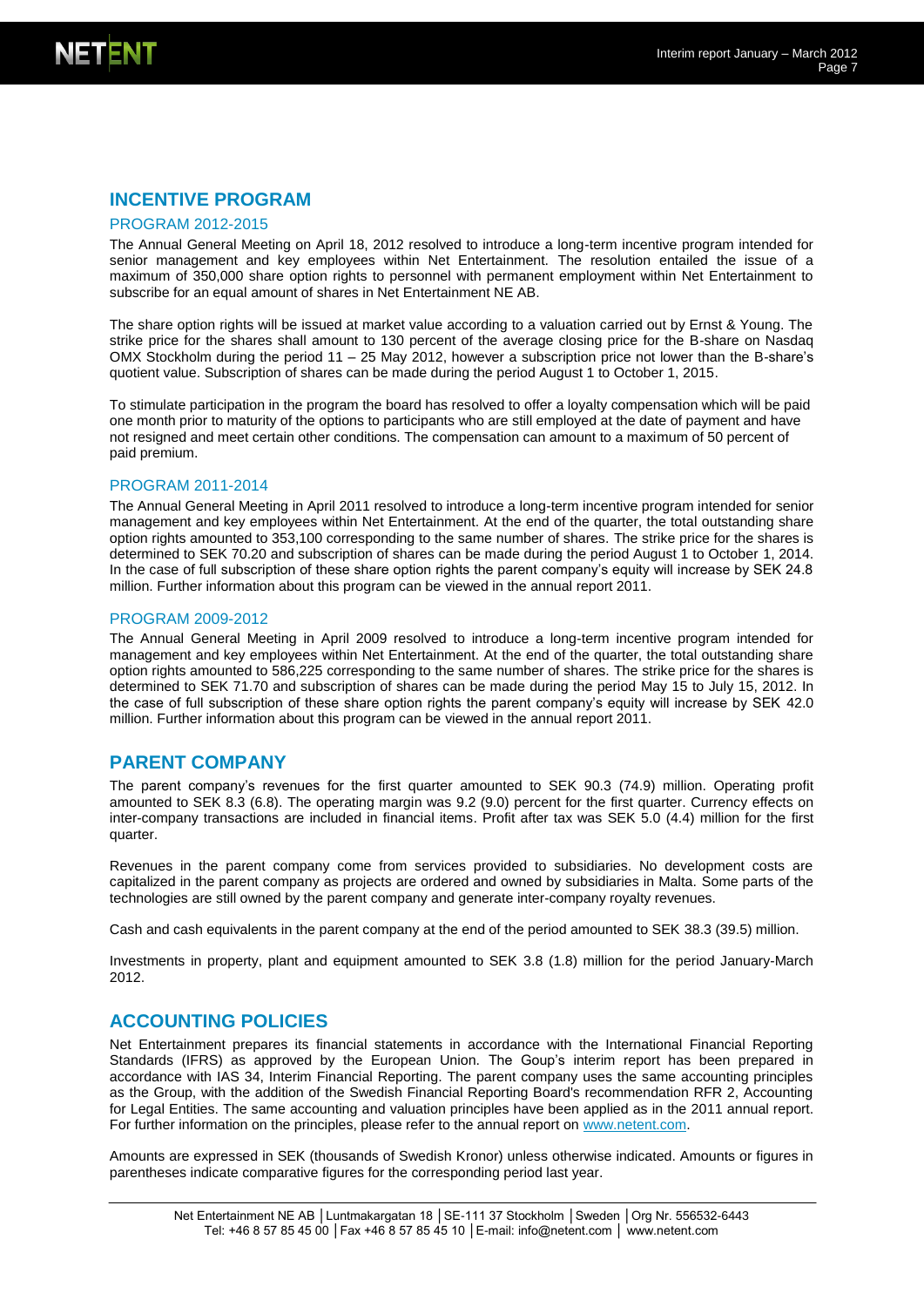## INCENTIVE PROGRAM

### PROGRAM 2012-2015

The Annual General Meeting on April 18, 2012 resolved to introduce a long-term incentive program intended for senior management and key employees within Net Entertainment. The resolution entailed the issue of a maximum of 350,000 share option rights to personnel with permanent employment within Net Entertainment to subscribe for an equal amount of shares in Net Entertainment NE AB.

The share option rights will be issued at market value according to a valuation carried out by Ernst & Young. The strike price for the shares shall amount to 130 percent of the average closing price for the B-share on Nasdaq OMX Stockholm during the period 11 – 25 May 2012, however a subscription price not lower than the B-share's quotient value. Subscription of shares can be made during the period August 1 to October 1, 2015.

To stimulate participation in the program the board has resolved to offer a loyalty compensation which will be paid one month prior to maturity of the options to participants who are still employed at the date of payment and have not resigned and meet certain other conditions. The compensation can amount to a maximum of 50 percent of paid premium.

### PROGRAM 2011-2014

The Annual General Meeting in April 2011 resolved to introduce a long-term incentive program intended for senior management and key employees within Net Entertainment. At the end of the quarter, the total outstanding share option rights amounted to 353,100 corresponding to the same number of shares. The strike price for the shares is determined to SEK 70.20 and subscription of shares can be made during the period August 1 to October 1, 2014. In the case of full subscription of these share option rights the parent company's equity will increase by SEK 24.8 million. Further information about this program can be viewed in the annual report 2011.

### PROGRAM 2009-2012

The Annual General Meeting in April 2009 resolved to introduce a long-term incentive program intended for management and key employees within Net Entertainment. At the end of the quarter, the total outstanding share option rights amounted to 586,225 corresponding to the same number of shares. The strike price for the shares is determined to SEK 71.70 and subscription of shares can be made during the period May 15 to July 15, 2012. In the case of full subscription of these share option rights the parent company's equity will increase by SEK 42.0 million. Further information about this program can be viewed in the annual report 2011.

## PARENT COMPANY

The parent company's revenues for the first quarter amounted to SEK 90.3 (74.9) million. Operating profit amounted to SEK 8.3 (6.8). The operating margin was 9.2 (9.0) percent for the first quarter. Currency effects on inter-company transactions are included in financial items. Profit after tax was SEK 5.0 (4.4) million for the first quarter.

Revenues in the parent company come from services provided to subsidiaries. No development costs are capitalized in the parent company as projects are ordered and owned by subsidiaries in Malta. Some parts of the technologies are still owned by the parent company and generate inter-company royalty revenues.

Cash and cash equivalents in the parent company at the end of the period amounted to SEK 38.3 (39.5) million.

Investments in property, plant and equipment amounted to SEK 3.8 (1.8) million for the period January-March 2012.

## ACCOUNTING POLICIES

Net Entertainment prepares its financial statements in accordance with the International Financial Reporting Standards (IFRS) as approved by the European Union. The Goup's interim report has been prepared in accordance with IAS 34, Interim Financial Reporting. The parent company uses the same accounting principles as the Group, with the addition of the Swedish Financial Reporting Board's recommendation RFR 2, Accounting for Legal Entities. The same accounting and valuation principles have been applied as in the 2011 annual report. For further information on the principles, please refer to the annual report on www.netent.com.

Amounts are expressed in SEK (thousands of Swedish Kronor) unless otherwise indicated. Amounts or figures in parentheses indicate comparative figures for the corresponding period last year.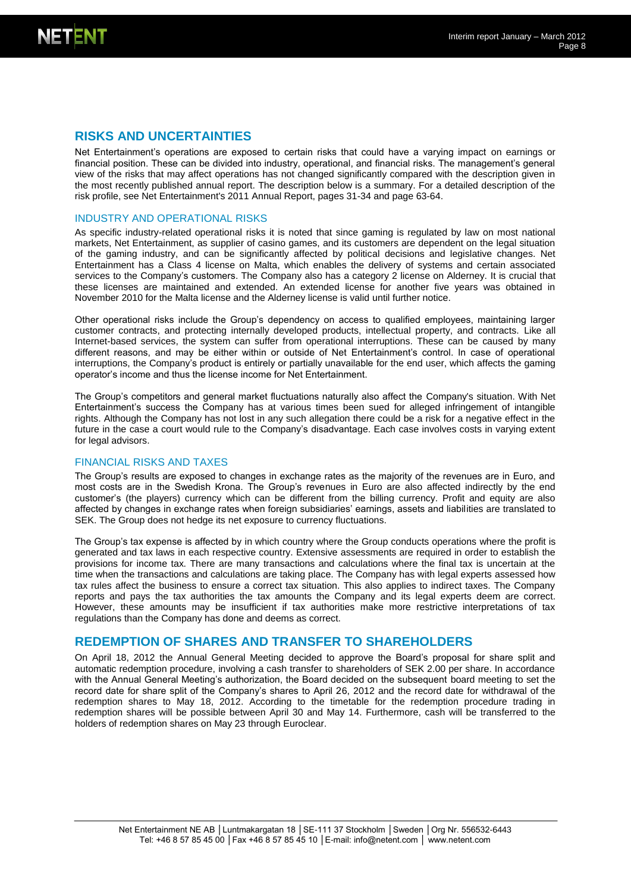## RISKS AND UNCERTAINTIES

Net Entertainment's operations are exposed to certain risks that could have a varying impact on earnings or financial position. These can be divided into industry, operational, and financial risks. The management's general view of the risks that may affect operations has not changed significantly compared with the description given in the most recently published annual report. The description below is a summary. For a detailed description of the risk profile, see Net Entertainment's 2011 Annual Report, pages 31-34 and page 63-64.

### INDUSTRY AND OPERATIONAL RISKS

As specific industry-related operational risks it is noted that since gaming is regulated by law on most national markets, Net Entertainment, as supplier of casino games, and its customers are dependent on the legal situation of the gaming industry, and can be significantly affected by political decisions and legislative changes. Net Entertainment has a Class 4 license on Malta, which enables the delivery of systems and certain associated services to the Company's customers. The Company also has a category 2 license on Alderney. It is crucial that these licenses are maintained and extended. An extended license for another five years was obtained in November 2010 for the Malta license and the Alderney license is valid until further notice.

Other operational risks include the Group's dependency on access to qualified employees, maintaining larger customer contracts, and protecting internally developed products, intellectual property, and contracts. Like all Internet-based services, the system can suffer from operational interruptions. These can be caused by many different reasons, and may be either within or outside of Net Entertainment's control. In case of operational interruptions, the Company's product is entirely or partially unavailable for the end user, which affects the gaming operator's income and thus the license income for Net Entertainment.

The Group's competitors and general market fluctuations naturally also affect the Company's situation. With Net Entertainment's success the Company has at various times been sued for alleged infringement of intangible rights. Although the Company has not lost in any such allegation there could be a risk for a negative effect in the future in the case a court would rule to the Company's disadvantage. Each case involves costs in varying extent for legal advisors.

### FINANCIAL RISKS AND TAXES

The Group's results are exposed to changes in exchange rates as the majority of the revenues are in Euro, and most costs are in the Swedish Krona. The Group's revenues in Euro are also affected indirectly by the end customer's (the players) currency which can be different from the billing currency. Profit and equity are also affected by changes in exchange rates when foreign subsidiaries' earnings, assets and liabilities are translated to SEK. The Group does not hedge its net exposure to currency fluctuations.

The Group's tax expense is affected by in which country where the Group conducts operations where the profit is generated and tax laws in each respective country. Extensive assessments are required in order to establish the provisions for income tax. There are many transactions and calculations where the final tax is uncertain at the time when the transactions and calculations are taking place. The Company has with legal experts assessed how tax rules affect the business to ensure a correct tax situation. This also applies to indirect taxes. The Company reports and pays the tax authorities the tax amounts the Company and its legal experts deem are correct. However, these amounts may be insufficient if tax authorities make more restrictive interpretations of tax regulations than the Company has done and deems as correct.

## REDEMPTION OF SHARES AND TRANSFER TO SHAREHOLDERS

On April 18, 2012 the Annual General Meeting decided to approve the Board's proposal for share split and automatic redemption procedure, involving a cash transfer to shareholders of SEK 2.00 per share. In accordance with the Annual General Meeting's authorization, the Board decided on the subsequent board meeting to set the record date for share split of the Company's shares to April 26, 2012 and the record date for withdrawal of the redemption shares to May 18, 2012. According to the timetable for the redemption procedure trading in redemption shares will be possible between April 30 and May 14. Furthermore, cash will be transferred to the holders of redemption shares on May 23 through Euroclear.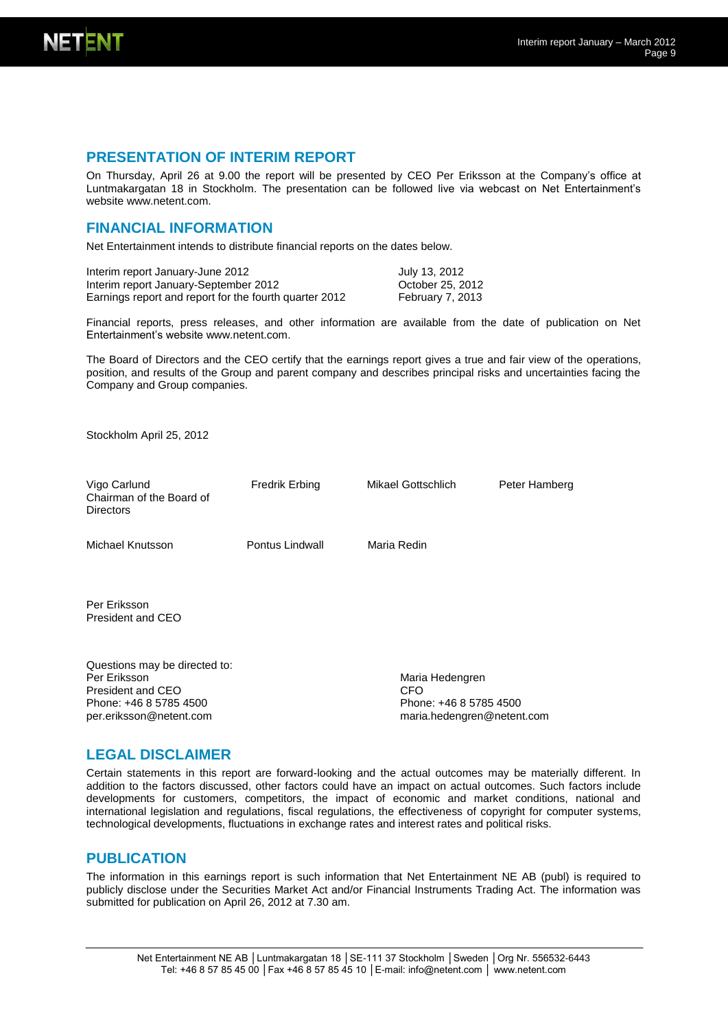## PRESENTATION OF INTERIM REPORT

On Thursday, April 26 at 9.00 the report will be presented by CEO Per Eriksson at the Company's office at Luntmakargatan 18 in Stockholm. The presentation can be followed live via webcast on Net Entertainment's website www.netent.com.

## FINANCIAL INFORMATION

Net Entertainment intends to distribute financial reports on the dates below.

| | |
|---|---|
| Interim report January-June 2012 | July 13, 2012 |
| Interim report January-September 2012 | October 25, 2012 |
| Earnings report and report for the fourth quarter 2012 | February 7, 2013 |

Financial reports, press releases, and other information are available from the date of publication on Net Entertainment's website www.netent.com.

The Board of Directors and the CEO certify that the earnings report gives a true and fair view of the operations, position, and results of the Group and parent company and describes principal risks and uncertainties facing the Company and Group companies.

Stockholm April 25, 2012

Vigo Carlund
Chairman of the Board of Directors

Fredrik Erbing

Mikael Gottschlich

Peter Hamberg

Michael Knutsson

Pontus Lindwall

Maria Redin

Per Eriksson
President and CEO

Questions may be directed to:

Per Eriksson
President and CEO
Phone: +46 8 5785 4500
per.eriksson@netent.com

Maria Hedengren
CFO
Phone: +46 8 5785 4500
maria.hedengren@netent.com

## LEGAL DISCLAIMER

Certain statements in this report are forward-looking and the actual outcomes may be materially different. In addition to the factors discussed, other factors could have an impact on actual outcomes. Such factors include developments for customers, competitors, the impact of economic and market conditions, national and international legislation and regulations, fiscal regulations, the effectiveness of copyright for computer systems, technological developments, fluctuations in exchange rates and interest rates and political risks.

## PUBLICATION

The information in this earnings report is such information that Net Entertainment NE AB (publ) is required to publicly disclose under the Securities Market Act and/or Financial Instruments Trading Act. The information was submitted for publication on April 26, 2012 at 7.30 am.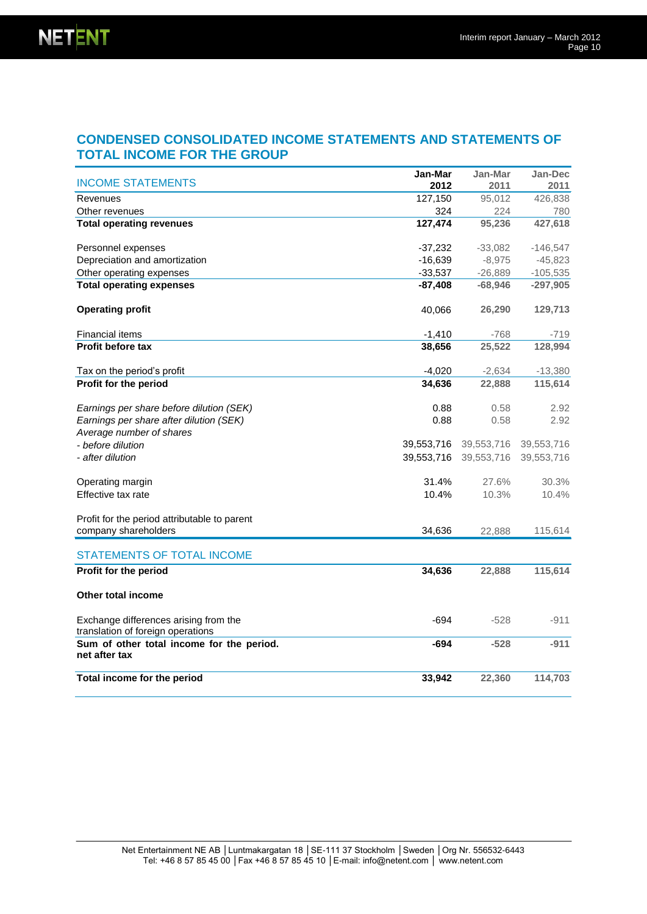## CONDENSED CONSOLIDATED INCOME STATEMENTS AND STATEMENTS OF TOTAL INCOME FOR THE GROUP

| INCOME STATEMENTS | Jan-Mar 2012 | Jan-Mar 2011 | Jan-Dec 2011 |
|---|---|---|---|
| Revenues | 127,150 | 95,012 | 426,838 |
| Other revenues | 324 | 224 | 780 |
| **Total operating revenues** | **127,474** | **95,236** | **427,618** |
| | | | |
| Personnel expenses | -37,232 | -33,082 | -146,547 |
| Depreciation and amortization | -16,639 | -8,975 | -45,823 |
| Other operating expenses | -33,537 | -26,889 | -105,535 |
| **Total operating expenses** | **-87,408** | **-68,946** | **-297,905** |
| | | | |
| **Operating profit** | 40,066 | **26,290** | **129,713** |
| | | | |
| Financial items | -1,410 | -768 | -719 |
| **Profit before tax** | **38,656** | **25,522** | **128,994** |
| | | | |
| Tax on the period's profit | -4,020 | -2,634 | -13,380 |
| **Profit for the period** | **34,636** | **22,888** | **115,614** |
| | | | |
| *Earnings per share before dilution (SEK)* | 0.88 | 0.58 | 2.92 |
| *Earnings per share after dilution (SEK)* | 0.88 | 0.58 | 2.92 |
| *Average number of shares* | | | |
| *- before dilution* | 39,553,716 | 39,553,716 | 39,553,716 |
| *- after dilution* | 39,553,716 | 39,553,716 | 39,553,716 |
| | | | |
| Operating margin | 31.4% | 27.6% | 30.3% |
| Effective tax rate | 10.4% | 10.3% | 10.4% |
| | | | |
| Profit for the period attributable to parent company shareholders | 34,636 | 22,888 | 115,614 |

| STATEMENTS OF TOTAL INCOME | | | |
|---|---|---|---|
| **Profit for the period** | **34,636** | **22,888** | **115,614** |
| | | | |
| **Other total income** | | | |
| | | | |
| Exchange differences arising from the translation of foreign operations | -694 | -528 | -911 |
| **Sum of other total income for the period. net after tax** | **-694** | **-528** | **-911** |
| | | | |
| **Total income for the period** | **33,942** | **22,360** | **114,703** |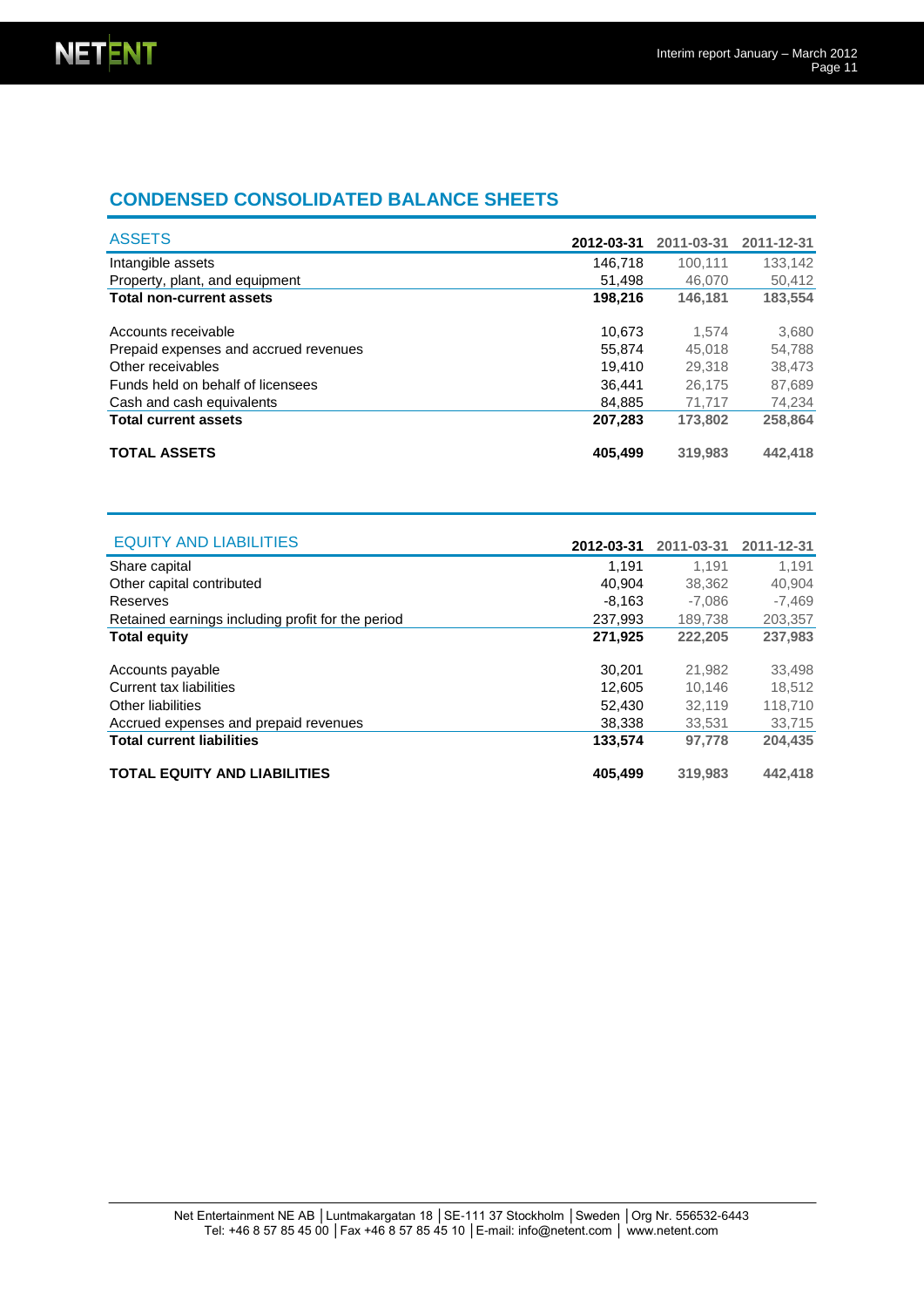## CONDENSED CONSOLIDATED BALANCE SHEETS

| ASSETS | 2012-03-31 | 2011-03-31 | 2011-12-31 |
|---|---|---|---|
| Intangible assets | 146,718 | 100,111 | 133,142 |
| Property, plant, and equipment | 51,498 | 46,070 | 50,412 |
| **Total non-current assets** | **198,216** | **146,181** | **183,554** |
| | | | |
| Accounts receivable | 10,673 | 1,574 | 3,680 |
| Prepaid expenses and accrued revenues | 55,874 | 45,018 | 54,788 |
| Other receivables | 19,410 | 29,318 | 38,473 |
| Funds held on behalf of licensees | 36,441 | 26,175 | 87,689 |
| Cash and cash equivalents | 84,885 | 71,717 | 74,234 |
| **Total current assets** | **207,283** | **173,802** | **258,864** |
| | | | |
| **TOTAL ASSETS** | **405,499** | **319,983** | **442,418** |

| EQUITY AND LIABILITIES | 2012-03-31 | 2011-03-31 | 2011-12-31 |
|---|---|---|---|
| Share capital | 1,191 | 1,191 | 1,191 |
| Other capital contributed | 40,904 | 38,362 | 40,904 |
| Reserves | -8,163 | -7,086 | -7,469 |
| Retained earnings including profit for the period | 237,993 | 189,738 | 203,357 |
| **Total equity** | **271,925** | **222,205** | **237,983** |
| | | | |
| Accounts payable | 30,201 | 21,982 | 33,498 |
| Current tax liabilities | 12,605 | 10,146 | 18,512 |
| Other liabilities | 52,430 | 32,119 | 118,710 |
| Accrued expenses and prepaid revenues | 38,338 | 33,531 | 33,715 |
| **Total current liabilities** | **133,574** | **97,778** | **204,435** |
| | | | |
| **TOTAL EQUITY AND LIABILITIES** | **405,499** | **319,983** | **442,418** |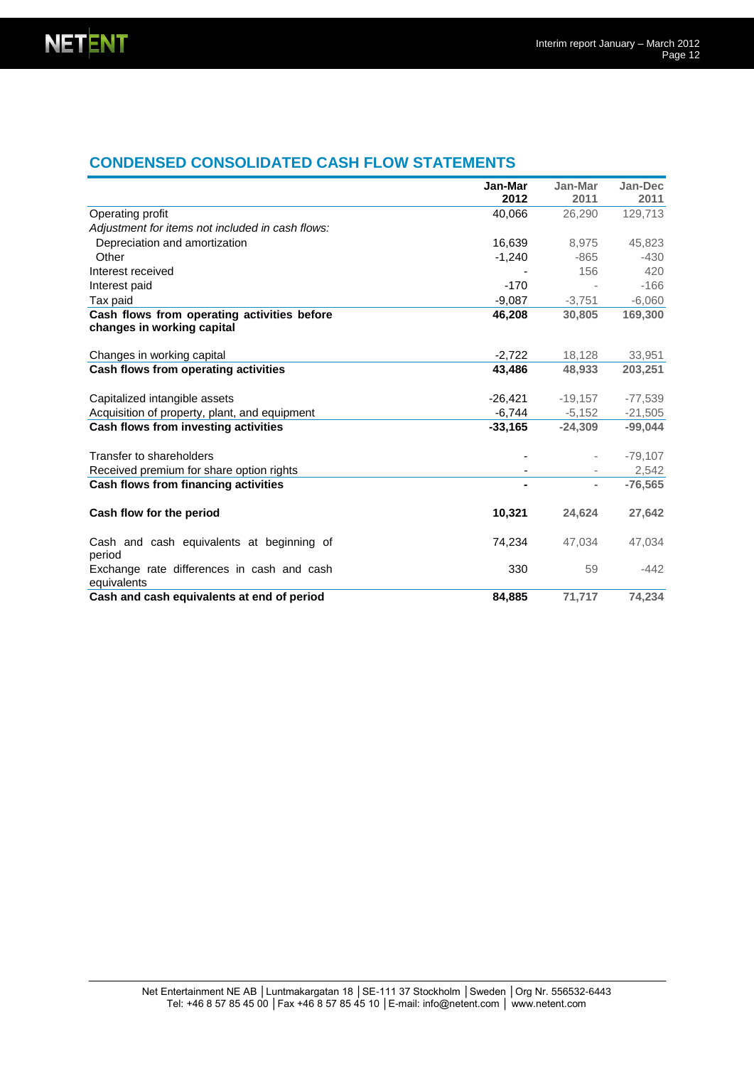## CONDENSED CONSOLIDATED CASH FLOW STATEMENTS

| | Jan-Mar 2012 | Jan-Mar 2011 | Jan-Dec 2011 |
|---|---|---|---|
| Operating profit | 40,066 | 26,290 | 129,713 |
| *Adjustment for items not included in cash flows:* | | | |
| Depreciation and amortization | 16,639 | 8,975 | 45,823 |
| Other | -1,240 | -865 | -430 |
| Interest received | - | 156 | 420 |
| Interest paid | -170 | - | -166 |
| Tax paid | -9,087 | -3,751 | -6,060 |
| **Cash flows from operating activities before changes in working capital** | **46,208** | **30,805** | **169,300** |
| Changes in working capital | -2,722 | 18,128 | 33,951 |
| **Cash flows from operating activities** | **43,486** | **48,933** | **203,251** |
| Capitalized intangible assets | -26,421 | -19,157 | -77,539 |
| Acquisition of property, plant, and equipment | -6,744 | -5,152 | -21,505 |
| **Cash flows from investing activities** | **-33,165** | **-24,309** | **-99,044** |
| Transfer to shareholders | - | - | -79,107 |
| Received premium for share option rights | - | - | 2,542 |
| **Cash flows from financing activities** | **-** | **-** | **-76,565** |
| **Cash flow for the period** | **10,321** | **24,624** | **27,642** |
| Cash and cash equivalents at beginning of period | 74,234 | 47,034 | 47,034 |
| Exchange rate differences in cash and cash equivalents | 330 | 59 | -442 |
| **Cash and cash equivalents at end of period** | **84,885** | **71,717** | **74,234** |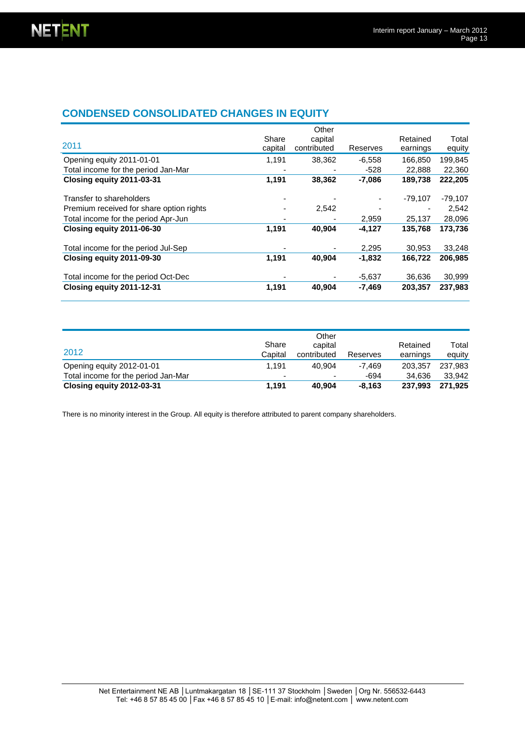## CONDENSED CONSOLIDATED CHANGES IN EQUITY

| 2011 | Share capital | Other capital contributed | Reserves | Retained earnings | Total equity |
|---|---|---|---|---|---|
| Opening equity 2011-01-01 | 1,191 | 38,362 | -6,558 | 166,850 | 199,845 |
| Total income for the period Jan-Mar | - | - | -528 | 22,888 | 22,360 |
| **Closing equity 2011-03-31** | **1,191** | **38,362** | **-7,086** | **189,738** | **222,205** |
| | | | | | |
| Transfer to shareholders | - | - | - | -79,107 | -79,107 |
| Premium received for share option rights | - | 2,542 | - | - | 2,542 |
| Total income for the period Apr-Jun | - | - | 2,959 | 25,137 | 28,096 |
| **Closing equity 2011-06-30** | **1,191** | **40,904** | **-4,127** | **135,768** | **173,736** |
| | | | | | |
| Total income for the period Jul-Sep | - | - | 2,295 | 30,953 | 33,248 |
| **Closing equity 2011-09-30** | **1,191** | **40,904** | **-1,832** | **166,722** | **206,985** |
| | | | | | |
| Total income for the period Oct-Dec | - | - | -5,637 | 36,636 | 30,999 |
| **Closing equity 2011-12-31** | **1,191** | **40,904** | **-7,469** | **203,357** | **237,983** |

| 2012 | Share Capital | Other capital contributed | Reserves | Retained earnings | Total equity |
|---|---|---|---|---|---|
| Opening equity 2012-01-01 | 1,191 | 40,904 | -7,469 | 203,357 | 237,983 |
| Total income for the period Jan-Mar | - | - | -694 | 34,636 | 33,942 |
| **Closing equity 2012-03-31** | **1,191** | **40,904** | **-8,163** | **237,993** | **271,925** |

There is no minority interest in the Group. All equity is therefore attributed to parent company shareholders.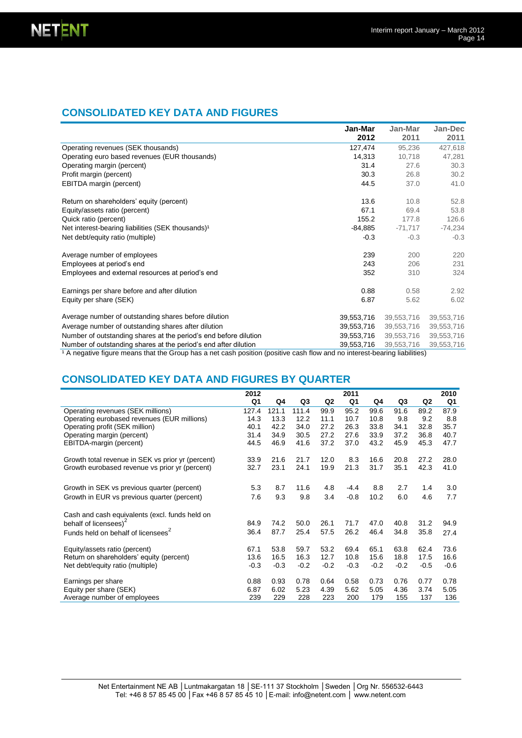## CONSOLIDATED KEY DATA AND FIGURES

| | Jan-Mar 2012 | Jan-Mar 2011 | Jan-Dec 2011 |
|---|---|---|---|
| Operating revenues (SEK thousands) | 127,474 | 95,236 | 427,618 |
| Operating euro based revenues (EUR thousands) | 14,313 | 10,718 | 47,281 |
| Operating margin (percent) | 31.4 | 27.6 | 30.3 |
| Profit margin (percent) | 30.3 | 26.8 | 30.2 |
| EBITDA margin (percent) | 44.5 | 37.0 | 41.0 |
| | | | |
| Return on shareholders' equity (percent) | 13.6 | 10.8 | 52.8 |
| Equity/assets ratio (percent) | 67.1 | 69.4 | 53.8 |
| Quick ratio (percent) | 155.2 | 177.8 | 126.6 |
| Net interest-bearing liabilities (SEK thousands)[1] | -84,885 | -71,717 | -74,234 |
| Net debt/equity ratio (multiple) | -0.3 | -0.3 | -0.3 |
| | | | |
| Average number of employees | 239 | 200 | 220 |
| Employees at period's end | 243 | 206 | 231 |
| Employees and external resources at period's end | 352 | 310 | 324 |
| | | | |
| Earnings per share before and after dilution | 0.88 | 0.58 | 2.92 |
| Equity per share (SEK) | 6.87 | 5.62 | 6.02 |
| | | | |
| Average number of outstanding shares before dilution | 39,553,716 | 39,553,716 | 39,553,716 |
| Average number of outstanding shares after dilution | 39,553,716 | 39,553,716 | 39,553,716 |
| Number of outstanding shares at the period's end before dilution | 39,553,716 | 39,553,716 | 39,553,716 |
| Number of outstanding shares at the period's end after dilution | 39,553,716 | 39,553,716 | 39,553,716 |

[1] A negative figure means that the Group has a net cash position (positive cash flow and no interest-bearing liabilities)

## CONSOLIDATED KEY DATA AND FIGURES BY QUARTER

| | 2012 Q1 | Q4 | Q3 | Q2 | 2011 Q1 | Q4 | Q3 | Q2 | 2010 Q1 |
|---|---|---|---|---|---|---|---|---|---|
| Operating revenues (SEK millions) | 127.4 | 121.1 | 111.4 | 99.9 | 95.2 | 99.6 | 91.6 | 89.2 | 87.9 |
| Operating eurobased revenues (EUR millions) | 14.3 | 13.3 | 12.2 | 11.1 | 10.7 | 10.8 | 9.8 | 9.2 | 8.8 |
| Operating profit (SEK million) | 40.1 | 42.2 | 34.0 | 27.2 | 26.3 | 33.8 | 34.1 | 32.8 | 35.7 |
| Operating margin (percent) | 31.4 | 34.9 | 30.5 | 27.2 | 27.6 | 33.9 | 37.2 | 36.8 | 40.7 |
| EBITDA-margin (percent) | 44.5 | 46.9 | 41.6 | 37.2 | 37.0 | 43.2 | 45.9 | 45.3 | 47.7 |
| | | | | | | | | | |
| Growth total revenue in SEK vs prior yr (percent) | 33.9 | 21.6 | 21.7 | 12.0 | 8.3 | 16.6 | 20.8 | 27.2 | 28.0 |
| Growth eurobased revenue vs prior yr (percent) | 32.7 | 23.1 | 24.1 | 19.9 | 21.3 | 31.7 | 35.1 | 42.3 | 41.0 |
| | | | | | | | | | |
| Growth in SEK vs previous quarter (percent) | 5.3 | 8.7 | 11.6 | 4.8 | -4.4 | 8.8 | 2.7 | 1.4 | 3.0 |
| Growth in EUR vs previous quarter (percent) | 7.6 | 9.3 | 9.8 | 3.4 | -0.8 | 10.2 | 6.0 | 4.6 | 7.7 |
| | | | | | | | | | |
| Cash and cash equivalents (excl. funds held on behalf of licensees)[2] | 84.9 | 74.2 | 50.0 | 26.1 | 71.7 | 47.0 | 40.8 | 31.2 | 94.9 |
| Funds held on behalf of licensees[2] | 36.4 | 87.7 | 25.4 | 57.5 | 26.2 | 46.4 | 34.8 | 35.8 | 27.4 |
| | | | | | | | | | |
| Equity/assets ratio (percent) | 67.1 | 53.8 | 59.7 | 53.2 | 69.4 | 65.1 | 63.8 | 62.4 | 73.6 |
| Return on shareholders' equity (percent) | 13.6 | 16.5 | 16.3 | 12.7 | 10.8 | 15.6 | 18.8 | 17.5 | 16.6 |
| Net debt/equity ratio (multiple) | -0.3 | -0.3 | -0.2 | -0.2 | -0.3 | -0.2 | -0.2 | -0.5 | -0.6 |
| | | | | | | | | | |
| Earnings per share | 0.88 | 0.93 | 0.78 | 0.64 | 0.58 | 0.73 | 0.76 | 0.77 | 0.78 |
| Equity per share (SEK) | 6.87 | 6.02 | 5.23 | 4.39 | 5.62 | 5.05 | 4.36 | 3.74 | 5.05 |
| Average number of employees | 239 | 229 | 228 | 223 | 200 | 179 | 155 | 137 | 136 |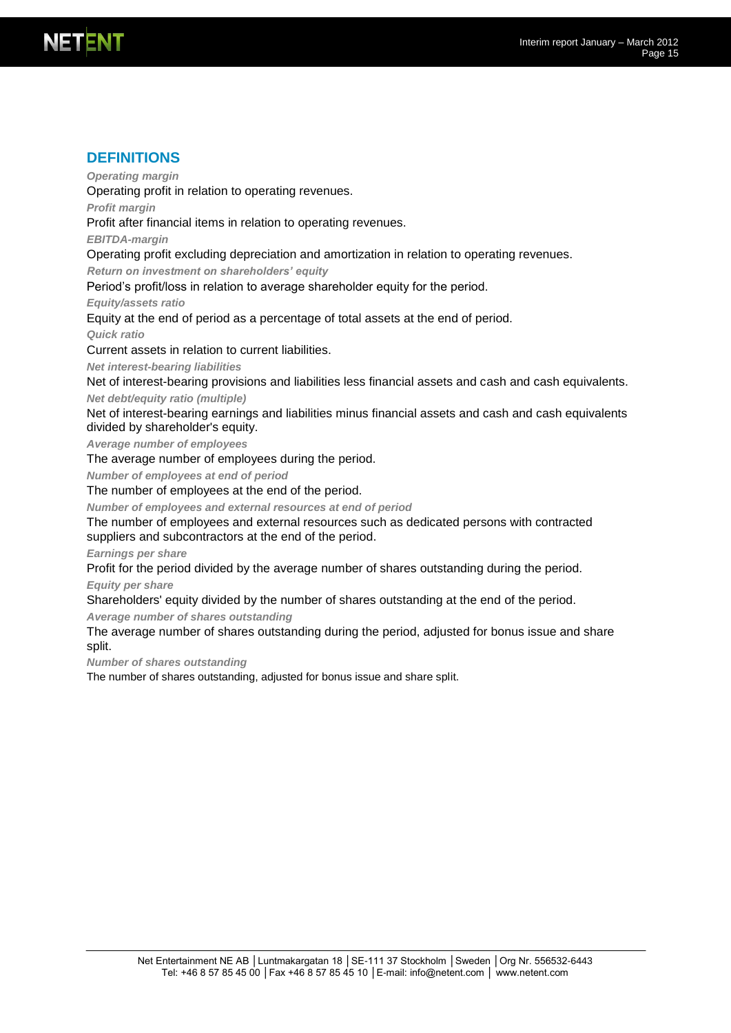## DEFINITIONS

***Operating margin***

Operating profit in relation to operating revenues.

***Profit margin***

Profit after financial items in relation to operating revenues.

***EBITDA-margin***

Operating profit excluding depreciation and amortization in relation to operating revenues.

***Return on investment on shareholders' equity***

Period's profit/loss in relation to average shareholder equity for the period.

***Equity/assets ratio***

Equity at the end of period as a percentage of total assets at the end of period.

***Quick ratio***

Current assets in relation to current liabilities.

***Net interest-bearing liabilities***

Net of interest-bearing provisions and liabilities less financial assets and cash and cash equivalents.

***Net debt/equity ratio (multiple)***

Net of interest-bearing earnings and liabilities minus financial assets and cash and cash equivalents divided by shareholder's equity.

***Average number of employees***

The average number of employees during the period.

***Number of employees at end of period***

The number of employees at the end of the period.

***Number of employees and external resources at end of period***

The number of employees and external resources such as dedicated persons with contracted suppliers and subcontractors at the end of the period.

***Earnings per share***

Profit for the period divided by the average number of shares outstanding during the period.

***Equity per share***

Shareholders' equity divided by the number of shares outstanding at the end of the period.

***Average number of shares outstanding***

The average number of shares outstanding during the period, adjusted for bonus issue and share split.

***Number of shares outstanding***

The number of shares outstanding, adjusted for bonus issue and share split.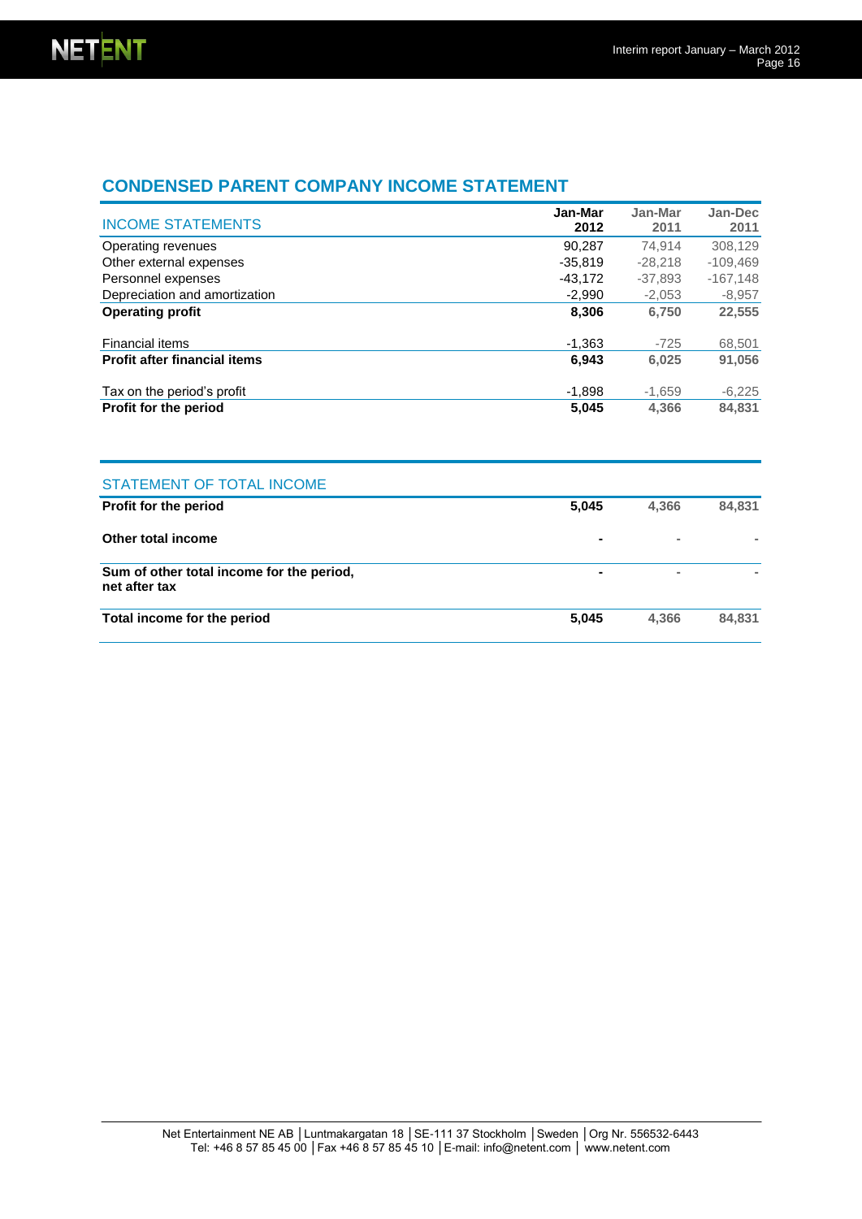## CONDENSED PARENT COMPANY INCOME STATEMENT

| INCOME STATEMENTS | Jan-Mar 2012 | Jan-Mar 2011 | Jan-Dec 2011 |
|---|---|---|---|
| Operating revenues | 90,287 | 74,914 | 308,129 |
| Other external expenses | -35,819 | -28,218 | -109,469 |
| Personnel expenses | -43,172 | -37,893 | -167,148 |
| Depreciation and amortization | -2,990 | -2,053 | -8,957 |
| **Operating profit** | **8,306** | **6,750** | **22,555** |
| Financial items | -1,363 | -725 | 68,501 |
| **Profit after financial items** | **6,943** | **6,025** | **91,056** |
| Tax on the period's profit | -1,898 | -1,659 | -6,225 |
| **Profit for the period** | **5,045** | **4,366** | **84,831** |

| STATEMENT OF TOTAL INCOME | | | |
|---|---|---|---|
| **Profit for the period** | **5,045** | **4,366** | **84,831** |
| **Other total income** | - | - | - |
| **Sum of other total income for the period, net after tax** | - | - | - |
| **Total income for the period** | **5,045** | **4,366** | **84,831** |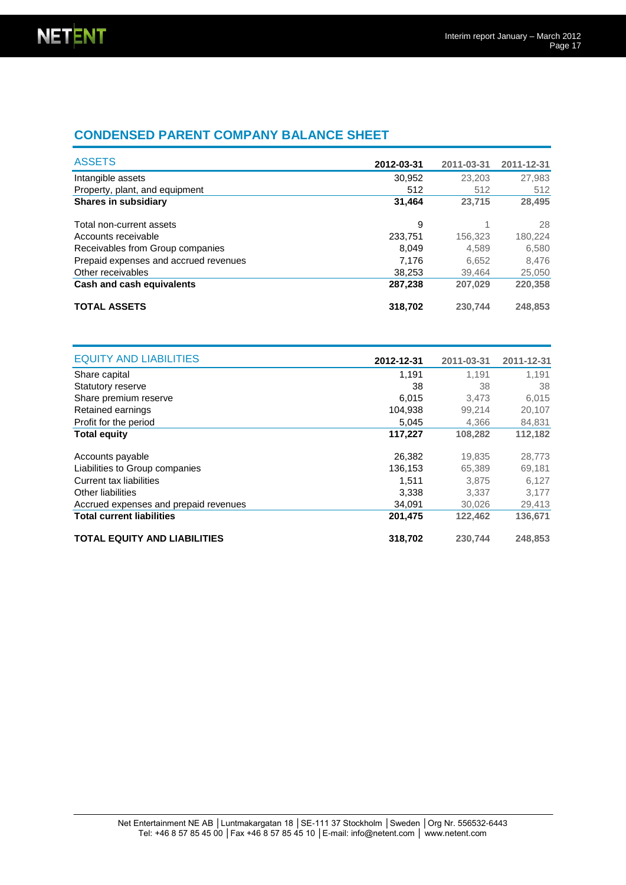## CONDENSED PARENT COMPANY BALANCE SHEET

| ASSETS | 2012-03-31 | 2011-03-31 | 2011-12-31 |
|---|---|---|---|
| Intangible assets | 30,952 | 23,203 | 27,983 |
| Property, plant, and equipment | 512 | 512 | 512 |
| **Shares in subsidiary** | **31,464** | **23,715** | **28,495** |
| | | | |
| Total non-current assets | 9 | 1 | 28 |
| Accounts receivable | 233,751 | 156,323 | 180,224 |
| Receivables from Group companies | 8,049 | 4,589 | 6,580 |
| Prepaid expenses and accrued revenues | 7,176 | 6,652 | 8,476 |
| Other receivables | 38,253 | 39,464 | 25,050 |
| **Cash and cash equivalents** | **287,238** | **207,029** | **220,358** |
| | | | |
| **TOTAL ASSETS** | **318,702** | **230,744** | **248,853** |

| EQUITY AND LIABILITIES | 2012-12-31 | 2011-03-31 | 2011-12-31 |
|---|---|---|---|
| Share capital | 1,191 | 1,191 | 1,191 |
| Statutory reserve | 38 | 38 | 38 |
| Share premium reserve | 6,015 | 3,473 | 6,015 |
| Retained earnings | 104,938 | 99,214 | 20,107 |
| Profit for the period | 5,045 | 4,366 | 84,831 |
| **Total equity** | **117,227** | **108,282** | **112,182** |
| | | | |
| Accounts payable | 26,382 | 19,835 | 28,773 |
| Liabilities to Group companies | 136,153 | 65,389 | 69,181 |
| Current tax liabilities | 1,511 | 3,875 | 6,127 |
| Other liabilities | 3,338 | 3,337 | 3,177 |
| Accrued expenses and prepaid revenues | 34,091 | 30,026 | 29,413 |
| **Total current liabilities** | **201,475** | **122,462** | **136,671** |
| | | | |
| **TOTAL EQUITY AND LIABILITIES** | **318,702** | **230,744** | **248,853** |

Net Entertainment NE AB │Luntmakargatan 18 │SE-111 37 Stockholm │Sweden │Org Nr. 556532-6443
Tel: +46 8 57 85 45 00 │Fax +46 8 57 85 45 10 │E-mail: info@netent.com │ www.netent.com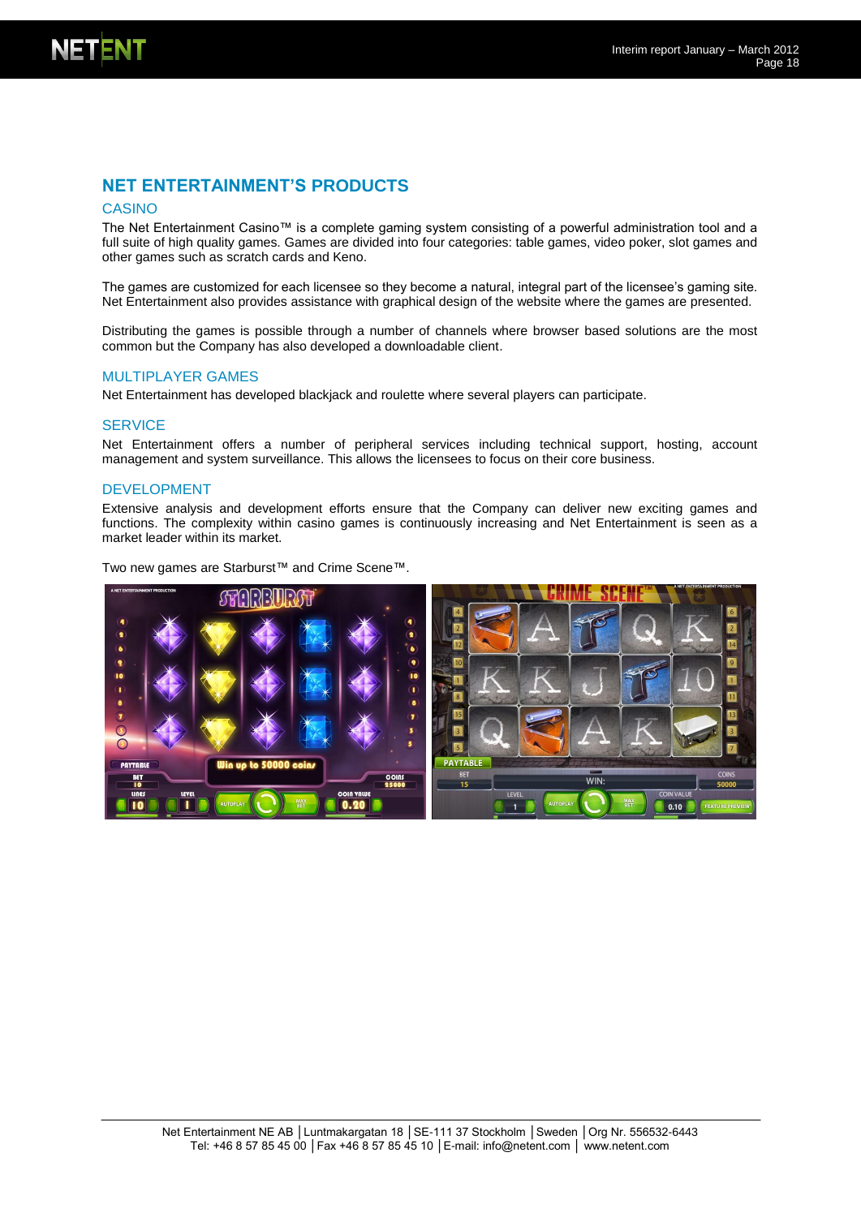## NET ENTERTAINMENT'S PRODUCTS

### CASINO

The Net Entertainment Casino™ is a complete gaming system consisting of a powerful administration tool and a full suite of high quality games. Games are divided into four categories: table games, video poker, slot games and other games such as scratch cards and Keno.

The games are customized for each licensee so they become a natural, integral part of the licensee's gaming site. Net Entertainment also provides assistance with graphical design of the website where the games are presented.

Distributing the games is possible through a number of channels where browser based solutions are the most common but the Company has also developed a downloadable client.

### MULTIPLAYER GAMES

Net Entertainment has developed blackjack and roulette where several players can participate.

### SERVICE

Net Entertainment offers a number of peripheral services including technical support, hosting, account management and system surveillance. This allows the licensees to focus on their core business.

### DEVELOPMENT

Extensive analysis and development efforts ensure that the Company can deliver new exciting games and functions. The complexity within casino games is continuously increasing and Net Entertainment is seen as a market leader within its market.

Two new games are Starburst™ and Crime Scene™.